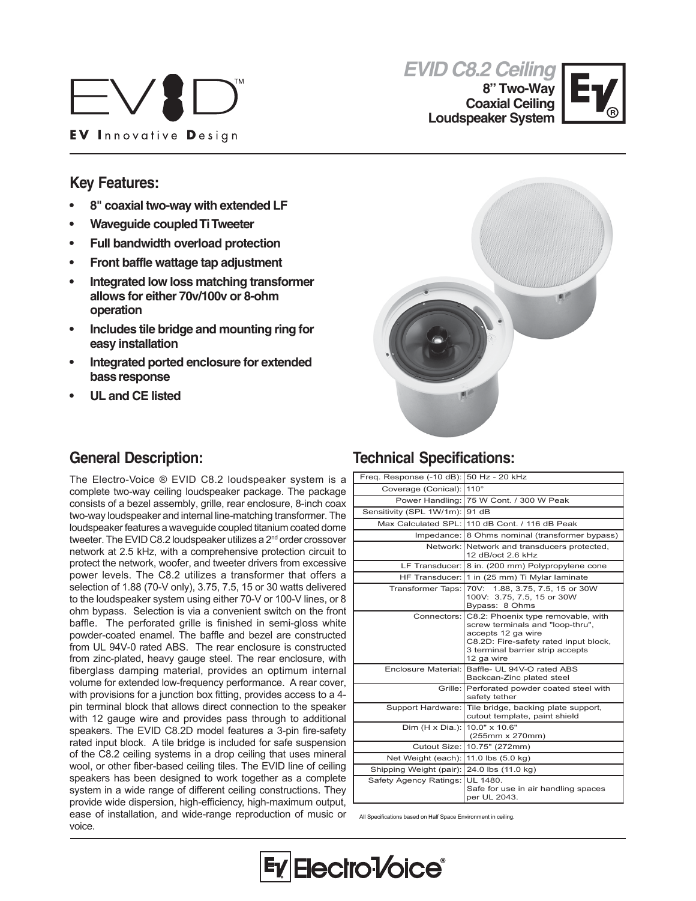EVID™

EV Innovative Design

# EVID C8.2 Ceiling

**8" Two-Way Coaxial Ceiling Loudspeaker System**

## Key Features:

- **8" coaxial two-way with extended LF**
- **Waveguide coupled Ti Tweeter**
- **Full bandwidth overload protection**
- **Front baffle wattage tap adjustment**
- **Integrated low loss matching transformer allows for either 70v/100v or 8-ohm operation**
- **Includes tile bridge and mounting ring for easy installation**
- **Integrated ported enclosure for extended bass response**
- **UL and CE listed**

## General Description:

The Electro-Voice ® EVID C8.2 loudspeaker system is a complete two-way ceiling loudspeaker package. The package consists of a bezel assembly, grille, rear enclosure, 8-inch coax two-way loudspeaker and internal line-matching transformer. The loudspeaker features a waveguide coupled titanium coated dome tweeter. The EVID C8.2 loudspeaker utilizes a 2nd order crossover network at 2.5 kHz, with a comprehensive protection circuit to protect the network, woofer, and tweeter drivers from excessive power levels. The C8.2 utilizes a transformer that offers a selection of 1.88 (70-V only), 3.75, 7.5, 15 or 30 watts delivered to the loudspeaker system using either 70-V or 100-V lines, or 8 ohm bypass. Selection is via a convenient switch on the front baffle. The perforated grille is finished in semi-gloss white powder-coated enamel. The baffle and bezel are constructed from UL 94V-0 rated ABS. The rear enclosure is constructed from zinc-plated, heavy gauge steel. The rear enclosure, with fiberglass damping material, provides an optimum internal volume for extended low-frequency performance. A rear cover, with provisions for a junction box fitting, provides access to a 4-pin terminal block that allows direct connection to the speaker with 12 gauge wire and provides pass through to additional speakers. The EVID C8.2D model features a 3-pin fire-safety rated input block. A tile bridge is included for safe suspension of the C8.2 ceiling systems in a drop ceiling that uses mineral wool, or other fiber-based ceiling tiles. The EVID line of ceiling speakers has been designed to work together as a complete system in a wide range of different ceiling constructions. They provide wide dispersion, high-efficiency, high-maximum output, ease of installation, and wide-range reproduction of music or voice.

## Technical Specifications:

| | |
|---|---|
| Freq. Response (-10 dB): | 50 Hz - 20 kHz |
| Coverage (Conical): | 110° |
| Power Handling: | 75 W Cont. / 300 W Peak |
| Sensitivity (SPL 1W/1m): | 91 dB |
| Max Calculated SPL: | 110 dB Cont. / 116 dB Peak |
| Impedance: | 8 Ohms nominal (transformer bypass) |
| Network: | Network and transducers protected, 12 dB/oct 2.6 kHz |
| LF Transducer: | 8 in. (200 mm) Polypropylene cone |
| HF Transducer: | 1 in (25 mm) Ti Mylar laminate |
| Transformer Taps: | 70V: 1.88, 3.75, 7.5, 15 or 30W<br>100V: 3.75, 7.5, 15 or 30W<br>Bypass: 8 Ohms |
| Connectors: | C8.2: Phoenix type removable, with screw terminals and "loop-thru", accepts 12 ga wire<br>C8.2D: Fire-safety rated input block, 3 terminal barrier strip accepts 12 ga wire |
| Enclosure Material: | Baffle- UL 94V-O rated ABS<br>Backcan-Zinc plated steel |
| Grille: | Perforated powder coated steel with safety tether |
| Support Hardware: | Tile bridge, backing plate support, cutout template, paint shield |
| Dim (H x Dia.): | 10.0" x 10.6" (255mm x 270mm) |
| Cutout Size: | 10.75" (272mm) |
| Net Weight (each): | 11.0 lbs (5.0 kg) |
| Shipping Weight (pair): | 24.0 lbs (11.0 kg) |
| Safety Agency Ratings: | UL 1480.<br>Safe for use in air handling spaces per UL 2043. |

All Specifications based on Half Space Environment in ceiling.

Electro-Voice®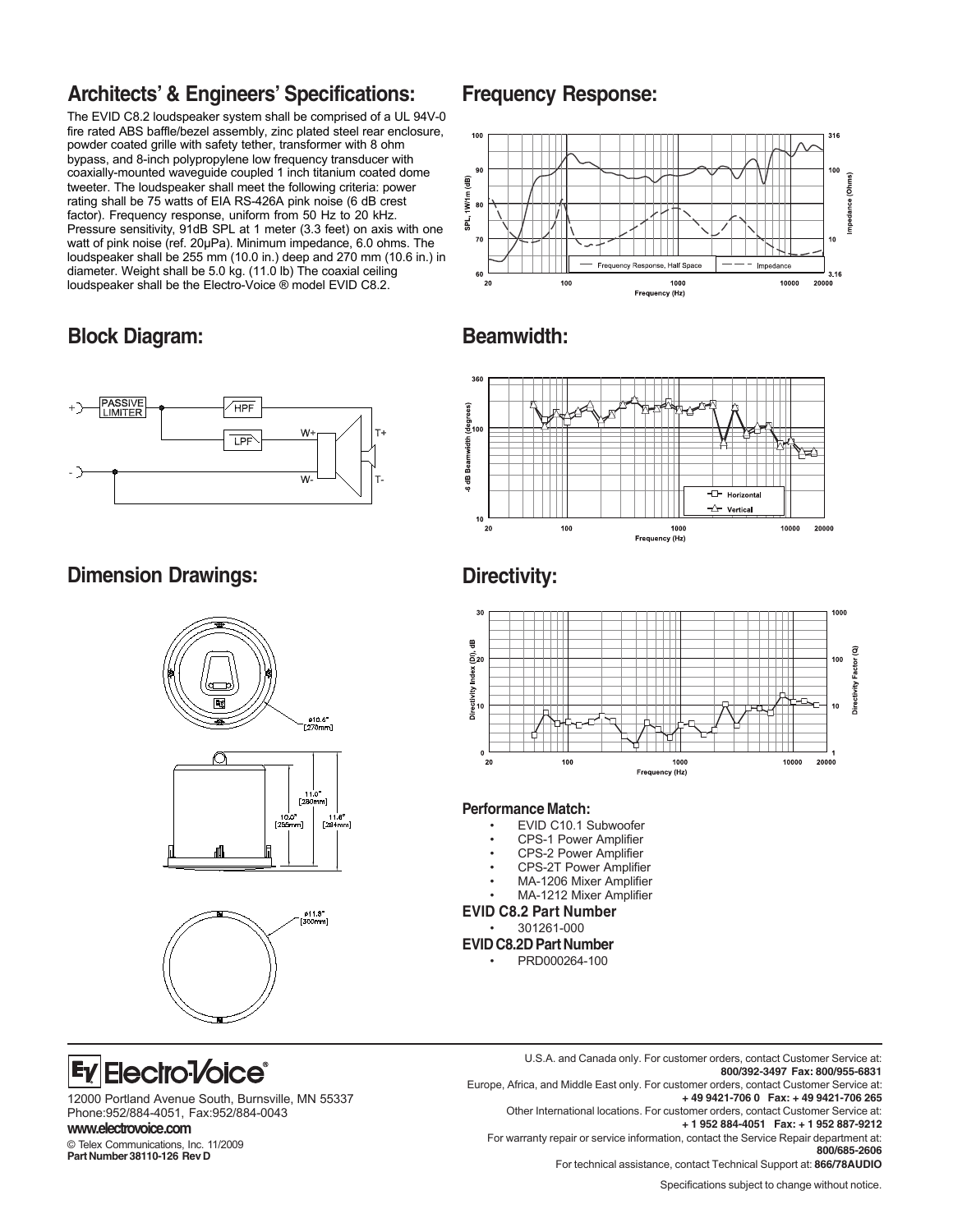## Architects' & Engineers' Specifications:

The EVID C8.2 loudspeaker system shall be comprised of a UL 94V-0 fire rated ABS baffle/bezel assembly, zinc plated steel rear enclosure, powder coated grille with safety tether, transformer with 8 ohm bypass, and 8-inch polypropylene low frequency transducer with coaxially-mounted waveguide coupled 1 inch titanium coated dome tweeter. The loudspeaker shall meet the following criteria: power rating shall be 75 watts of EIA RS-426A pink noise (6 dB crest factor). Frequency response, uniform from 50 Hz to 20 kHz. Pressure sensitivity, 91dB SPL at 1 meter (3.3 feet) on axis with one watt of pink noise (ref. 20µPa). Minimum impedance, 6.0 ohms. The loudspeaker shall be 255 mm (10.0 in.) deep and 270 mm (10.6 in.) in diameter. Weight shall be 5.0 kg. (11.0 lb) The coaxial ceiling loudspeaker shall be the Electro-Voice ® model EVID C8.2.

## Frequency Response:

SPL, 1W/1m (dB)
100
90
80
70
60
Impedance (Ohms)
316
100
10
3.16
20 100 1000 10000 20000
Frequency (Hz)
Frequency Response, Half Space
Impedance

## Block Diagram:

+
-
PASSIVE LIMITER
HPF
LPF
W+
W-
T+
T-

## Beamwidth:

-6 dB Beamwidth (degrees)
360
100
10
20 100 1000 10000 20000
Frequency (Hz)
Horizontal
Vertical

## Dimension Drawings:

ø10.6"
[270mm]
11.0"
[280mm]
10.0"
[255mm]
11.6"
[294mm]
ø11.8"
[300mm]

## Directivity:

Directivity Index (DI), dB
30
20
10
0
Directivity Factor (Q)
1000
100
10
1
20 100 1000 10000 20000
Frequency (Hz)

### Performance Match:

- EVID C10.1 Subwoofer
- CPS-1 Power Amplifier
- CPS-2 Power Amplifier
- CPS-2T Power Amplifier
- MA-1206 Mixer Amplifier
- MA-1212 Mixer Amplifier

### EVID C8.2 Part Number

- 301261-000

### EVID C8.2D Part Number

- PRD000264-100

---

**Electro-Voice®**

12000 Portland Avenue South, Burnsville, MN 55337
Phone:952/884-4051, Fax:952/884-0043

**www.electrovoice.com**

© Telex Communications, Inc. 11/2009
**Part Number 38110-126 Rev D**

U.S.A. and Canada only. For customer orders, contact Customer Service at: **800/392-3497 Fax: 800/955-6831**

Europe, Africa, and Middle East only. For customer orders, contact Customer Service at: **+ 49 9421-706 0 Fax: + 49 9421-706 265**

Other International locations. For customer orders, contact Customer Service at: **+ 1 952 884-4051 Fax: + 1 952 887-9212**

For warranty repair or service information, contact the Service Repair department at: **800/685-2606**

For technical assistance, contact Technical Support at: **866/78AUDIO**

Specifications subject to change without notice.